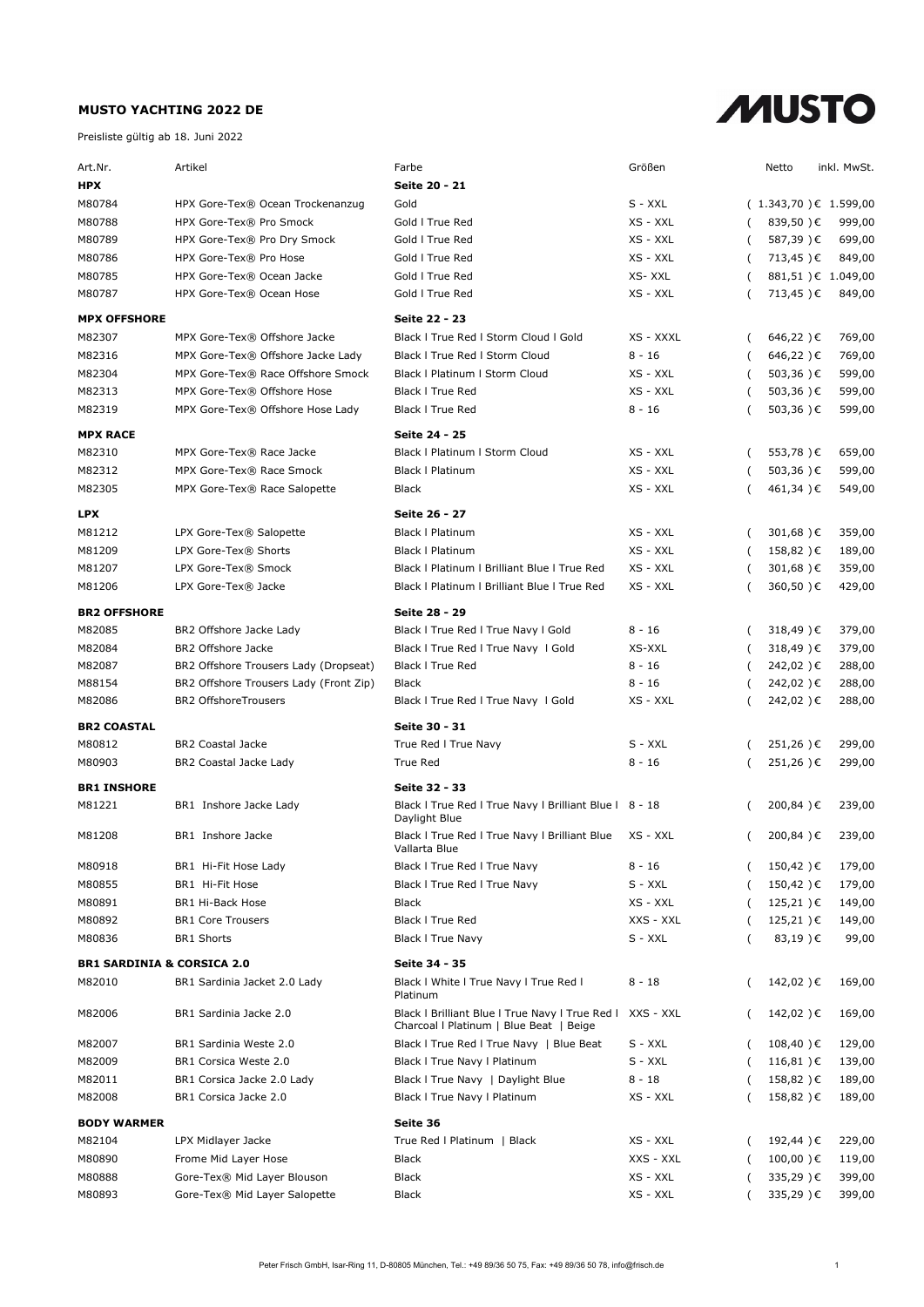**MUSTO YACHTING 2022 DE**

Preisliste gültig ab 18. Juni 2022

MUSTO

| Art.Nr. | Artikel | Farbe | Größen | Netto | inkl. MwSt. |
|---|---|---|---|---|---|
| **HPX** | | **Seite 20 - 21** | | | |
| M80784 | HPX Gore-Tex® Ocean Trockenanzug | Gold | S - XXL | ( 1.343,70 ) € | 1.599,00 |
| M80788 | HPX Gore-Tex® Pro Smock | Gold l True Red | XS - XXL | ( 839,50 ) € | 999,00 |
| M80789 | HPX Gore-Tex® Pro Dry Smock | Gold l True Red | XS - XXL | ( 587,39 ) € | 699,00 |
| M80786 | HPX Gore-Tex® Pro Hose | Gold l True Red | XS - XXL | ( 713,45 ) € | 849,00 |
| M80785 | HPX Gore-Tex® Ocean Jacke | Gold l True Red | XS- XXL | ( 881,51 ) € | 1.049,00 |
| M80787 | HPX Gore-Tex® Ocean Hose | Gold l True Red | XS - XXL | ( 713,45 ) € | 849,00 |
| **MPX OFFSHORE** | | **Seite 22 - 23** | | | |
| M82307 | MPX Gore-Tex® Offshore Jacke | Black l True Red l Storm Cloud l Gold | XS - XXXL | ( 646,22 ) € | 769,00 |
| M82316 | MPX Gore-Tex® Offshore Jacke Lady | Black l True Red l Storm Cloud | 8 - 16 | ( 646,22 ) € | 769,00 |
| M82304 | MPX Gore-Tex® Race Offshore Smock | Black l Platinum l Storm Cloud | XS - XXL | ( 503,36 ) € | 599,00 |
| M82313 | MPX Gore-Tex® Offshore Hose | Black l True Red | XS - XXL | ( 503,36 ) € | 599,00 |
| M82319 | MPX Gore-Tex® Offshore Hose Lady | Black l True Red | 8 - 16 | ( 503,36 ) € | 599,00 |
| **MPX RACE** | | **Seite 24 - 25** | | | |
| M82310 | MPX Gore-Tex® Race Jacke | Black l Platinum l Storm Cloud | XS - XXL | ( 553,78 ) € | 659,00 |
| M82312 | MPX Gore-Tex® Race Smock | Black l Platinum | XS - XXL | ( 503,36 ) € | 599,00 |
| M82305 | MPX Gore-Tex® Race Salopette | Black | XS - XXL | ( 461,34 ) € | 549,00 |
| **LPX** | | **Seite 26 - 27** | | | |
| M81212 | LPX Gore-Tex® Salopette | Black l Platinum | XS - XXL | ( 301,68 ) € | 359,00 |
| M81209 | LPX Gore-Tex® Shorts | Black l Platinum | XS - XXL | ( 158,82 ) € | 189,00 |
| M81207 | LPX Gore-Tex® Smock | Black l Platinum l Brilliant Blue l True Red | XS - XXL | ( 301,68 ) € | 359,00 |
| M81206 | LPX Gore-Tex® Jacke | Black l Platinum l Brilliant Blue l True Red | XS - XXL | ( 360,50 ) € | 429,00 |
| **BR2 OFFSHORE** | | **Seite 28 - 29** | | | |
| M82085 | BR2 Offshore Jacke Lady | Black l True Red l True Navy l Gold | 8 - 16 | ( 318,49 ) € | 379,00 |
| M82084 | BR2 Offshore Jacke | Black l True Red l True Navy l Gold | XS-XXL | ( 318,49 ) € | 379,00 |
| M82087 | BR2 Offshore Trousers Lady (Dropseat) | Black l True Red | 8 - 16 | ( 242,02 ) € | 288,00 |
| M88154 | BR2 Offshore Trousers Lady (Front Zip) | Black | 8 - 16 | ( 242,02 ) € | 288,00 |
| M82086 | BR2 OffshoreTrousers | Black l True Red l True Navy l Gold | XS - XXL | ( 242,02 ) € | 288,00 |
| **BR2 COASTAL** | | **Seite 30 - 31** | | | |
| M80812 | BR2 Coastal Jacke | True Red l True Navy | S - XXL | ( 251,26 ) € | 299,00 |
| M80903 | BR2 Coastal Jacke Lady | True Red | 8 - 16 | ( 251,26 ) € | 299,00 |
| **BR1 INSHORE** | | **Seite 32 - 33** | | | |
| M81221 | BR1 Inshore Jacke Lady | Black l True Red l True Navy l Brilliant Blue l Daylight Blue | 8 - 18 | ( 200,84 ) € | 239,00 |
| M81208 | BR1 Inshore Jacke | Black l True Red l True Navy l Brilliant Blue Vallarta Blue | XS - XXL | ( 200,84 ) € | 239,00 |
| M80918 | BR1 Hi-Fit Hose Lady | Black l True Red l True Navy | 8 - 16 | ( 150,42 ) € | 179,00 |
| M80855 | BR1 Hi-Fit Hose | Black l True Red l True Navy | S - XXL | ( 150,42 ) € | 179,00 |
| M80891 | BR1 Hi-Back Hose | Black | XS - XXL | ( 125,21 ) € | 149,00 |
| M80892 | BR1 Core Trousers | Black l True Red | XXS - XXL | ( 125,21 ) € | 149,00 |
| M80836 | BR1 Shorts | Black l True Navy | S - XXL | ( 83,19 ) € | 99,00 |
| **BR1 SARDINIA & CORSICA 2.0** | | **Seite 34 - 35** | | | |
| M82010 | BR1 Sardinia Jacket 2.0 Lady | Black l White l True Navy l True Red l Platinum | 8 - 18 | ( 142,02 ) € | 169,00 |
| M82006 | BR1 Sardinia Jacke 2.0 | Black l Brilliant Blue l True Navy l True Red l Charcoal l Platinum l Blue Beat \| Beige | XXS - XXL | ( 142,02 ) € | 169,00 |
| M82007 | BR1 Sardinia Weste 2.0 | Black l True Red l True Navy \| Blue Beat | S - XXL | ( 108,40 ) € | 129,00 |
| M82009 | BR1 Corsica Weste 2.0 | Black l True Navy l Platinum | S - XXL | ( 116,81 ) € | 139,00 |
| M82011 | BR1 Corsica Jacke 2.0 Lady | Black l True Navy \| Daylight Blue | 8 - 18 | ( 158,82 ) € | 189,00 |
| M82008 | BR1 Corsica Jacke 2.0 | Black l True Navy l Platinum | XS - XXL | ( 158,82 ) € | 189,00 |
| **BODY WARMER** | | **Seite 36** | | | |
| M82104 | LPX Midlayer Jacke | True Red l Platinum \| Black | XS - XXL | ( 192,44 ) € | 229,00 |
| M80890 | Frome Mid Layer Hose | Black | XXS - XXL | ( 100,00 ) € | 119,00 |
| M80888 | Gore-Tex® Mid Layer Blouson | Black | XS - XXL | ( 335,29 ) € | 399,00 |
| M80893 | Gore-Tex® Mid Layer Salopette | Black | XS - XXL | ( 335,29 ) € | 399,00 |

Peter Frisch GmbH, Isar-Ring 11, D-80805 München, Tel.: +49 89/36 50 75, Fax: +49 89/36 50 78, info@frisch.de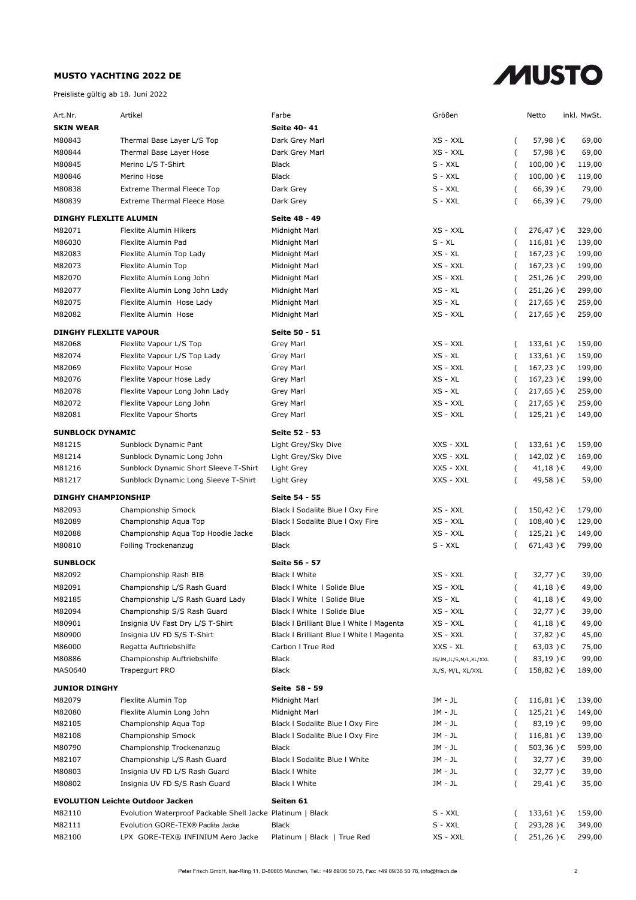**MUSTO YACHTING 2022 DE**

Preisliste gültig ab 18. Juni 2022

MUSTO

| Art.Nr. | Artikel | Farbe | Größen | Netto | inkl. MwSt. |
|---|---|---|---|---|---|
| **SKIN WEAR** | | **Seite 40- 41** | | | |
| M80843 | Thermal Base Layer L/S Top | Dark Grey Marl | XS - XXL | ( 57,98 ) € | 69,00 |
| M80844 | Thermal Base Layer Hose | Dark Grey Marl | XS - XXL | ( 57,98 ) € | 69,00 |
| M80845 | Merino L/S T-Shirt | Black | S - XXL | ( 100,00 ) € | 119,00 |
| M80846 | Merino Hose | Black | S - XXL | ( 100,00 ) € | 119,00 |
| M80838 | Extreme Thermal Fleece Top | Dark Grey | S - XXL | ( 66,39 ) € | 79,00 |
| M80839 | Extreme Thermal Fleece Hose | Dark Grey | S - XXL | ( 66,39 ) € | 79,00 |
| **DINGHY FLEXLITE ALUMIN** | | **Seite 48 - 49** | | | |
| M82071 | Flexlite Alumin Hikers | Midnight Marl | XS - XXL | ( 276,47 ) € | 329,00 |
| M86030 | Flexlite Alumin Pad | Midnight Marl | S - XL | ( 116,81 ) € | 139,00 |
| M82083 | Flexlite Alumin Top Lady | Midnight Marl | XS - XL | ( 167,23 ) € | 199,00 |
| M82073 | Flexlite Alumin Top | Midnight Marl | XS - XXL | ( 167,23 ) € | 199,00 |
| M82070 | Flexlite Alumin Long John | Midnight Marl | XS - XXL | ( 251,26 ) € | 299,00 |
| M82077 | Flexlite Alumin Long John Lady | Midnight Marl | XS - XL | ( 251,26 ) € | 299,00 |
| M82075 | Flexlite Alumin Hose Lady | Midnight Marl | XS - XL | ( 217,65 ) € | 259,00 |
| M82082 | Flexlite Alumin Hose | Midnight Marl | XS - XXL | ( 217,65 ) € | 259,00 |
| **DINGHY FLEXLITE VAPOUR** | | **Seite 50 - 51** | | | |
| M82068 | Flexlite Vapour L/S Top | Grey Marl | XS - XXL | ( 133,61 ) € | 159,00 |
| M82074 | Flexlite Vapour L/S Top Lady | Grey Marl | XS - XL | ( 133,61 ) € | 159,00 |
| M82069 | Flexlite Vapour Hose | Grey Marl | XS - XXL | ( 167,23 ) € | 199,00 |
| M82076 | Flexlite Vapour Hose Lady | Grey Marl | XS - XL | ( 167,23 ) € | 199,00 |
| M82078 | Flexlite Vapour Long John Lady | Grey Marl | XS - XL | ( 217,65 ) € | 259,00 |
| M82072 | Flexlite Vapour Long John | Grey Marl | XS - XXL | ( 217,65 ) € | 259,00 |
| M82081 | Flexlite Vapour Shorts | Grey Marl | XS - XXL | ( 125,21 ) € | 149,00 |
| **SUNBLOCK DYNAMIC** | | **Seite 52 - 53** | | | |
| M81215 | Sunblock Dynamic Pant | Light Grey/Sky Dive | XXS - XXL | ( 133,61 ) € | 159,00 |
| M81214 | Sunblock Dynamic Long John | Light Grey/Sky Dive | XXS - XXL | ( 142,02 ) € | 169,00 |
| M81216 | Sunblock Dynamic Short Sleeve T-Shirt | Light Grey | XXS - XXL | ( 41,18 ) € | 49,00 |
| M81217 | Sunblock Dynamic Long Sleeve T-Shirt | Light Grey | XXS - XXL | ( 49,58 ) € | 59,00 |
| **DINGHY CHAMPIONSHIP** | | **Seite 54 - 55** | | | |
| M82093 | Championship Smock | Black I Sodalite Blue I Oxy Fire | XS - XXL | ( 150,42 ) € | 179,00 |
| M82089 | Championship Aqua Top | Black I Sodalite Blue I Oxy Fire | XS - XXL | ( 108,40 ) € | 129,00 |
| M82088 | Championship Aqua Top Hoodie Jacke | Black | XS - XXL | ( 125,21 ) € | 149,00 |
| M80810 | Foiling Trockenanzug | Black | S - XXL | ( 671,43 ) € | 799,00 |
| **SUNBLOCK** | | **Seite 56 - 57** | | | |
| M82092 | Championship Rash BIB | Black I White | XS - XXL | ( 32,77 ) € | 39,00 |
| M82091 | Championship L/S Rash Guard | Black I White I Solide Blue | XS - XXL | ( 41,18 ) € | 49,00 |
| M82185 | Championship L/S Rash Guard Lady | Black I White I Solide Blue | XS - XL | ( 41,18 ) € | 49,00 |
| M82094 | Championship S/S Rash Guard | Black I White I Solide Blue | XS - XXL | ( 32,77 ) € | 39,00 |
| M80901 | Insignia UV Fast Dry L/S T-Shirt | Black I Brilliant Blue I White I Magenta | XS - XXL | ( 41,18 ) € | 49,00 |
| M80900 | Insignia UV FD S/S T-Shirt | Black I Brilliant Blue I White I Magenta | XS - XXL | ( 37,82 ) € | 45,00 |
| M86000 | Regatta Auftriebshilfe | Carbon I True Red | XXS - XL | ( 63,03 ) € | 75,00 |
| M80886 | Championship Auftriebshilfe | Black | JS/JM,JL/S,M/L,XL/XXL | ( 83,19 ) € | 99,00 |
| MAS0640 | Trapezgurt PRO | Black | JL/S, M/L, XL/XXL | ( 158,82 ) € | 189,00 |
| **JUNIOR DINGHY** | | **Seite 58 - 59** | | | |
| M82079 | Flexlite Alumin Top | Midnight Marl | JM - JL | ( 116,81 ) € | 139,00 |
| M82080 | Flexlite Alumin Long John | Midnight Marl | JM - JL | ( 125,21 ) € | 149,00 |
| M82105 | Championship Aqua Top | Black I Sodalite Blue I Oxy Fire | JM - JL | ( 83,19 ) € | 99,00 |
| M82108 | Championship Smock | Black I Sodalite Blue I Oxy Fire | JM - JL | ( 116,81 ) € | 139,00 |
| M80790 | Championship Trockenanzug | Black | JM - JL | ( 503,36 ) € | 599,00 |
| M82107 | Championship L/S Rash Guard | Black I Sodalite Blue I White | JM - JL | ( 32,77 ) € | 39,00 |
| M80803 | Insignia UV FD L/S Rash Guard | Black I White | JM - JL | ( 32,77 ) € | 39,00 |
| M80802 | Insignia UV FD S/S Rash Guard | Black I White | JM - JL | ( 29,41 ) € | 35,00 |
| **EVOLUTION Leichte Outdoor Jacken** | | **Seiten 61** | | | |
| M82110 | Evolution Waterproof Packable Shell Jacke | Platinum \| Black | S - XXL | ( 133,61 ) € | 159,00 |
| M82111 | Evolution GORE-TEX® Paclite Jacke | Black | S - XXL | ( 293,28 ) € | 349,00 |
| M82100 | LPX GORE-TEX® INFINIUM Aero Jacke | Platinum \| Black \| True Red | XS - XXL | ( 251,26 ) € | 299,00 |

Peter Frisch GmbH, Isar-Ring 11, D-80805 München, Tel.: +49 89/36 50 75, Fax: +49 89/36 50 78, info@frisch.de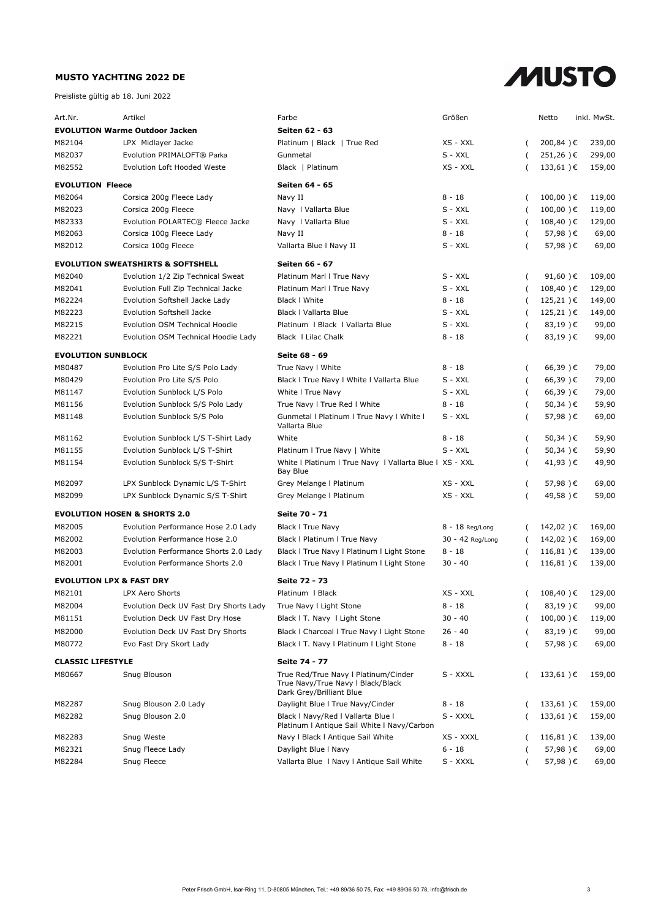**MUSTO YACHTING 2022 DE**

Preisliste gültig ab 18. Juni 2022

MUSTO

| Art.Nr. | Artikel | Farbe | Größen | Netto | inkl. MwSt. |
|---|---|---|---|---|---|
| **EVOLUTION Warme Outdoor Jacken** | | **Seiten 62 - 63** | | | |
| M82104 | LPX Midlayer Jacke | Platinum \| Black \| True Red | XS - XXL | ( 200,84 ) € | 239,00 |
| M82037 | Evolution PRIMALOFT® Parka | Gunmetal | S - XXL | ( 251,26 ) € | 299,00 |
| M82552 | Evolution Loft Hooded Weste | Black \| Platinum | XS - XXL | ( 133,61 ) € | 159,00 |
| **EVOLUTION Fleece** | | **Seiten 64 - 65** | | | |
| M82064 | Corsica 200g Fleece Lady | Navy II | 8 - 18 | ( 100,00 ) € | 119,00 |
| M82023 | Corsica 200g Fleece | Navy I Vallarta Blue | S - XXL | ( 100,00 ) € | 119,00 |
| M82333 | Evolution POLARTEC® Fleece Jacke | Navy I Vallarta Blue | S - XXL | ( 108,40 ) € | 129,00 |
| M82063 | Corsica 100g Fleece Lady | Navy II | 8 - 18 | ( 57,98 ) € | 69,00 |
| M82012 | Corsica 100g Fleece | Vallarta Blue I Navy II | S - XXL | ( 57,98 ) € | 69,00 |
| **EVOLUTION SWEATSHIRTS & SOFTSHELL** | | **Seiten 66 - 67** | | | |
| M82040 | Evolution 1/2 Zip Technical Sweat | Platinum Marl I True Navy | S - XXL | ( 91,60 ) € | 109,00 |
| M82041 | Evolution Full Zip Technical Jacke | Platinum Marl I True Navy | S - XXL | ( 108,40 ) € | 129,00 |
| M82224 | Evolution Softshell Jacke Lady | Black I White | 8 - 18 | ( 125,21 ) € | 149,00 |
| M82223 | Evolution Softshell Jacke | Black I Vallarta Blue | S - XXL | ( 125,21 ) € | 149,00 |
| M82215 | Evolution OSM Technical Hoodie | Platinum I Black I Vallarta Blue | S - XXL | ( 83,19 ) € | 99,00 |
| M82221 | Evolution OSM Technical Hoodie Lady | Black I Lilac Chalk | 8 - 18 | ( 83,19 ) € | 99,00 |
| **EVOLUTION SUNBLOCK** | | **Seite 68 - 69** | | | |
| M80487 | Evolution Pro Lite S/S Polo Lady | True Navy I White | 8 - 18 | ( 66,39 ) € | 79,00 |
| M80429 | Evolution Pro Lite S/S Polo | Black I True Navy I White I Vallarta Blue | S - XXL | ( 66,39 ) € | 79,00 |
| M81147 | Evolution Sunblock L/S Polo | White I True Navy | S - XXL | ( 66,39 ) € | 79,00 |
| M81156 | Evolution Sunblock S/S Polo Lady | True Navy I True Red I White | 8 - 18 | ( 50,34 ) € | 59,90 |
| M81148 | Evolution Sunblock S/S Polo | Gunmetal I Platinum I True Navy I White I Vallarta Blue | S - XXL | ( 57,98 ) € | 69,00 |
| M81162 | Evolution Sunblock L/S T-Shirt Lady | White | 8 - 18 | ( 50,34 ) € | 59,90 |
| M81155 | Evolution Sunblock L/S T-Shirt | Platinum I True Navy \| White | S - XXL | ( 50,34 ) € | 59,90 |
| M81154 | Evolution Sunblock S/S T-Shirt | White I Platinum I True Navy I Vallarta Blue I Bay Blue | XS - XXL | ( 41,93 ) € | 49,90 |
| M82097 | LPX Sunblock Dynamic L/S T-Shirt | Grey Melange I Platinum | XS - XXL | ( 57,98 ) € | 69,00 |
| M82099 | LPX Sunblock Dynamic S/S T-Shirt | Grey Melange I Platinum | XS - XXL | ( 49,58 ) € | 59,00 |
| **EVOLUTION HOSEN & SHORTS 2.0** | | **Seite 70 - 71** | | | |
| M82005 | Evolution Performance Hose 2.0 Lady | Black I True Navy | 8 - 18 Reg/Long | ( 142,02 ) € | 169,00 |
| M82002 | Evolution Performance Hose 2.0 | Black I Platinum I True Navy | 30 - 42 Reg/Long | ( 142,02 ) € | 169,00 |
| M82003 | Evolution Performance Shorts 2.0 Lady | Black I True Navy I Platinum I Light Stone | 8 - 18 | ( 116,81 ) € | 139,00 |
| M82001 | Evolution Performance Shorts 2.0 | Black I True Navy I Platinum I Light Stone | 30 - 40 | ( 116,81 ) € | 139,00 |
| **EVOLUTION LPX & FAST DRY** | | **Seite 72 - 73** | | | |
| M82101 | LPX Aero Shorts | Platinum I Black | XS - XXL | ( 108,40 ) € | 129,00 |
| M82004 | Evolution Deck UV Fast Dry Shorts Lady | True Navy I Light Stone | 8 - 18 | ( 83,19 ) € | 99,00 |
| M81151 | Evolution Deck UV Fast Dry Hose | Black I T. Navy I Light Stone | 30 - 40 | ( 100,00 ) € | 119,00 |
| M82000 | Evolution Deck UV Fast Dry Shorts | Black I Charcoal I True Navy I Light Stone | 26 - 40 | ( 83,19 ) € | 99,00 |
| M80772 | Evo Fast Dry Skort Lady | Black I T. Navy I Platinum I Light Stone | 8 - 18 | ( 57,98 ) € | 69,00 |
| **CLASSIC LIFESTYLE** | | **Seite 74 - 77** | | | |
| M80667 | Snug Blouson | True Red/True Navy I Platinum/Cinder True Navy/True Navy I Black/Black Dark Grey/Brilliant Blue | S - XXXL | ( 133,61 ) € | 159,00 |
| M82287 | Snug Blouson 2.0 Lady | Daylight Blue I True Navy/Cinder | 8 - 18 | ( 133,61 ) € | 159,00 |
| M82282 | Snug Blouson 2.0 | Black I Navy/Red I Vallarta Blue I Platinum I Antique Sail White I Navy/Carbon | S - XXXL | ( 133,61 ) € | 159,00 |
| M82283 | Snug Weste | Navy I Black I Antique Sail White | XS - XXXL | ( 116,81 ) € | 139,00 |
| M82321 | Snug Fleece Lady | Daylight Blue I Navy | 6 - 18 | ( 57,98 ) € | 69,00 |
| M82284 | Snug Fleece | Vallarta Blue I Navy I Antique Sail White | S - XXXL | ( 57,98 ) € | 69,00 |

Peter Frisch GmbH, Isar-Ring 11, D-80805 München, Tel.: +49 89/36 50 75, Fax: +49 89/36 50 78, info@frisch.de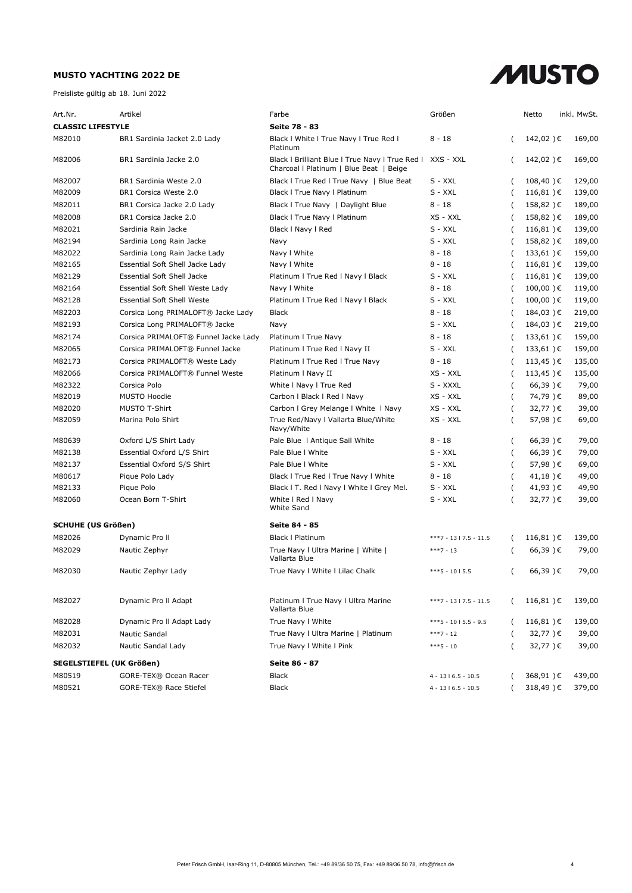**MUSTO YACHTING 2022 DE**

Preisliste gültig ab 18. Juni 2022

| Art.Nr. | Artikel | Farbe | Größen | Netto | inkl. MwSt. |
|---|---|---|---|---|---|
| **CLASSIC LIFESTYLE** | | **Seite 78 - 83** | | | |
| M82010 | BR1 Sardinia Jacket 2.0 Lady | Black I White I True Navy I True Red I Platinum | 8 - 18 | ( 142,02 ) € | 169,00 |
| M82006 | BR1 Sardinia Jacke 2.0 | Black I Brilliant Blue I True Navy I True Red I Charcoal I Platinum \| Blue Beat \| Beige | XXS - XXL | ( 142,02 ) € | 169,00 |
| M82007 | BR1 Sardinia Weste 2.0 | Black I True Red I True Navy \| Blue Beat | S - XXL | ( 108,40 ) € | 129,00 |
| M82009 | BR1 Corsica Weste 2.0 | Black I True Navy I Platinum | S - XXL | ( 116,81 ) € | 139,00 |
| M82011 | BR1 Corsica Jacke 2.0 Lady | Black I True Navy \| Daylight Blue | 8 - 18 | ( 158,82 ) € | 189,00 |
| M82008 | BR1 Corsica Jacke 2.0 | Black I True Navy I Platinum | XS - XXL | ( 158,82 ) € | 189,00 |
| M82021 | Sardinia Rain Jacke | Black I Navy I Red | S - XXL | ( 116,81 ) € | 139,00 |
| M82194 | Sardinia Long Rain Jacke | Navy | S - XXL | ( 158,82 ) € | 189,00 |
| M82022 | Sardinia Long Rain Jacke Lady | Navy I White | 8 - 18 | ( 133,61 ) € | 159,00 |
| M82165 | Essential Soft Shell Jacke Lady | Navy I White | 8 - 18 | ( 116,81 ) € | 139,00 |
| M82129 | Essential Soft Shell Jacke | Platinum I True Red I Navy I Black | S - XXL | ( 116,81 ) € | 139,00 |
| M82164 | Essential Soft Shell Weste Lady | Navy I White | 8 - 18 | ( 100,00 ) € | 119,00 |
| M82128 | Essential Soft Shell Weste | Platinum I True Red I Navy I Black | S - XXL | ( 100,00 ) € | 119,00 |
| M82203 | Corsica Long PRIMALOFT® Jacke Lady | Black | 8 - 18 | ( 184,03 ) € | 219,00 |
| M82193 | Corsica Long PRIMALOFT® Jacke | Navy | S - XXL | ( 184,03 ) € | 219,00 |
| M82174 | Corsica PRIMALOFT® Funnel Jacke Lady | Platinum I True Navy | 8 - 18 | ( 133,61 ) € | 159,00 |
| M82065 | Corsica PRIMALOFT® Funnel Jacke | Platinum I True Red I Navy II | S - XXL | ( 133,61 ) € | 159,00 |
| M82173 | Corsica PRIMALOFT® Weste Lady | Platinum I True Red I True Navy | 8 - 18 | ( 113,45 ) € | 135,00 |
| M82066 | Corsica PRIMALOFT® Funnel Weste | Platinum I Navy II | XS - XXL | ( 113,45 ) € | 135,00 |
| M82322 | Corsica Polo | White I Navy I True Red | S - XXXL | ( 66,39 ) € | 79,00 |
| M82019 | MUSTO Hoodie | Carbon I Black I Red I Navy | XS - XXL | ( 74,79 ) € | 89,00 |
| M82020 | MUSTO T-Shirt | Carbon I Grey Melange I White I Navy | XS - XXL | ( 32,77 ) € | 39,00 |
| M82059 | Marina Polo Shirt | True Red/Navy I Vallarta Blue/White Navy/White | XS - XXL | ( 57,98 ) € | 69,00 |
| M80639 | Oxford L/S Shirt Lady | Pale Blue I Antique Sail White | 8 - 18 | ( 66,39 ) € | 79,00 |
| M82138 | Essential Oxford L/S Shirt | Pale Blue I White | S - XXL | ( 66,39 ) € | 79,00 |
| M82137 | Essential Oxford S/S Shirt | Pale Blue I White | S - XXL | ( 57,98 ) € | 69,00 |
| M80617 | Pique Polo Lady | Black I True Red I True Navy I White | 8 - 18 | ( 41,18 ) € | 49,00 |
| M82133 | Pique Polo | Black I T. Red I Navy I White I Grey Mel. | S - XXL | ( 41,93 ) € | 49,90 |
| M82060 | Ocean Born T-Shirt | White I Red I Navy White Sand | S - XXL | ( 32,77 ) € | 39,00 |
| **SCHUHE (US Größen)** | | **Seite 84 - 85** | | | |
| M82026 | Dynamic Pro ll | Black I Platinum | ***7 - 13 I 7.5 - 11.5 | ( 116,81 ) € | 139,00 |
| M82029 | Nautic Zephyr | True Navy I Ultra Marine \| White \| Vallarta Blue | ***7 - 13 | ( 66,39 ) € | 79,00 |
| M82030 | Nautic Zephyr Lady | True Navy I White I Lilac Chalk | ***5 - 10 I 5.5 | ( 66,39 ) € | 79,00 |
| M82027 | Dynamic Pro ll Adapt | Platinum I True Navy I Ultra Marine Vallarta Blue | ***7 - 13 I 7.5 - 11.5 | ( 116,81 ) € | 139,00 |
| M82028 | Dynamic Pro ll Adapt Lady | True Navy I White | ***5 - 10 I 5.5 - 9.5 | ( 116,81 ) € | 139,00 |
| M82031 | Nautic Sandal | True Navy I Ultra Marine \| Platinum | ***7 - 12 | ( 32,77 ) € | 39,00 |
| M82032 | Nautic Sandal Lady | True Navy I White I Pink | ***5 - 10 | ( 32,77 ) € | 39,00 |
| **SEGELSTIEFEL (UK Größen)** | | **Seite 86 - 87** | | | |
| M80519 | GORE-TEX® Ocean Racer | Black | 4 - 13 I 6.5 - 10.5 | ( 368,91 ) € | 439,00 |
| M80521 | GORE-TEX® Race Stiefel | Black | 4 - 13 I 6.5 - 10.5 | ( 318,49 ) € | 379,00 |

Peter Frisch GmbH, Isar-Ring 11, D-80805 München, Tel.: +49 89/36 50 75, Fax: +49 89/36 50 78, info@frisch.de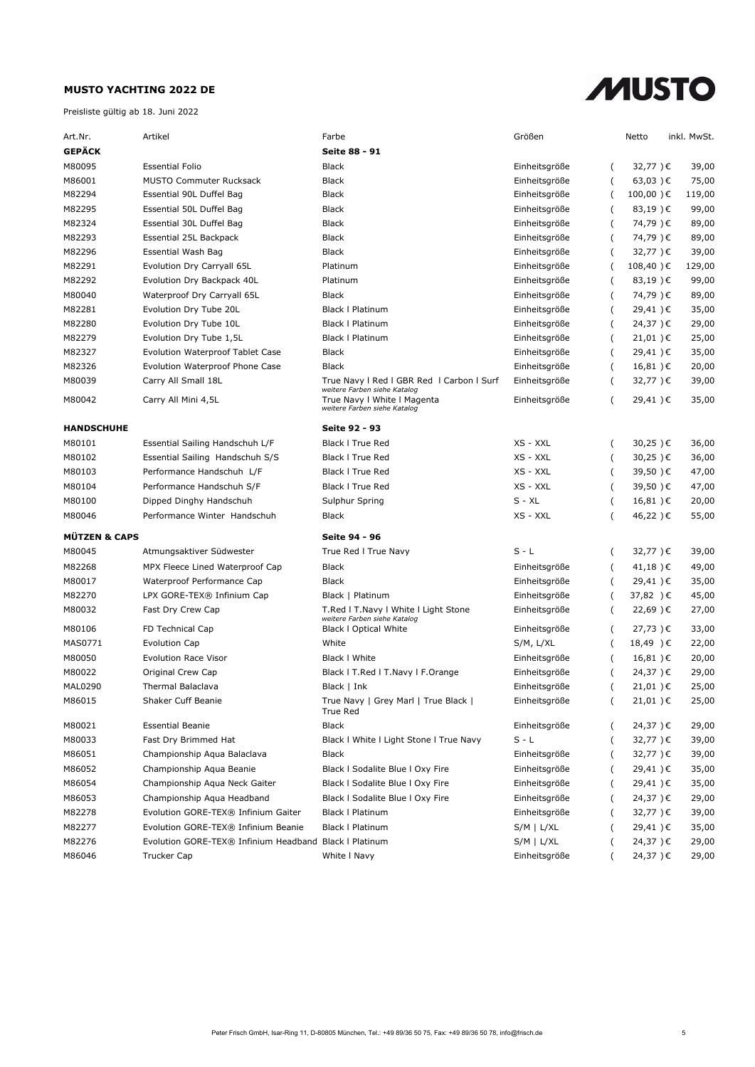**MUSTO YACHTING 2022 DE**

Preisliste gültig ab 18. Juni 2022

MUSTO

| Art.Nr. | Artikel | Farbe | Größen | Netto | inkl. MwSt. |
|---|---|---|---|---|---|
| **GEPÄCK** | | **Seite 88 - 91** | | | |
| M80095 | Essential Folio | Black | Einheitsgröße | ( 32,77 )€ | 39,00 |
| M86001 | MUSTO Commuter Rucksack | Black | Einheitsgröße | ( 63,03 )€ | 75,00 |
| M82294 | Essential 90L Duffel Bag | Black | Einheitsgröße | ( 100,00 )€ | 119,00 |
| M82295 | Essential 50L Duffel Bag | Black | Einheitsgröße | ( 83,19 )€ | 99,00 |
| M82324 | Essential 30L Duffel Bag | Black | Einheitsgröße | ( 74,79 )€ | 89,00 |
| M82293 | Essential 25L Backpack | Black | Einheitsgröße | ( 74,79 )€ | 89,00 |
| M82296 | Essential Wash Bag | Black | Einheitsgröße | ( 32,77 )€ | 39,00 |
| M82291 | Evolution Dry Carryall 65L | Platinum | Einheitsgröße | ( 108,40 )€ | 129,00 |
| M82292 | Evolution Dry Backpack 40L | Platinum | Einheitsgröße | ( 83,19 )€ | 99,00 |
| M80040 | Waterproof Dry Carryall 65L | Black | Einheitsgröße | ( 74,79 )€ | 89,00 |
| M82281 | Evolution Dry Tube 20L | Black I Platinum | Einheitsgröße | ( 29,41 )€ | 35,00 |
| M82280 | Evolution Dry Tube 10L | Black I Platinum | Einheitsgröße | ( 24,37 )€ | 29,00 |
| M82279 | Evolution Dry Tube 1,5L | Black I Platinum | Einheitsgröße | ( 21,01 )€ | 25,00 |
| M82327 | Evolution Waterproof Tablet Case | Black | Einheitsgröße | ( 29,41 )€ | 35,00 |
| M82326 | Evolution Waterproof Phone Case | Black | Einheitsgröße | ( 16,81 )€ | 20,00 |
| M80039 | Carry All Small 18L | True Navy I Red I GBR Red I Carbon I Surf *weitere Farben siehe Katalog* | Einheitsgröße | ( 32,77 )€ | 39,00 |
| M80042 | Carry All Mini 4,5L | True Navy I White I Magenta *weitere Farben siehe Katalog* | Einheitsgröße | ( 29,41 )€ | 35,00 |
| **HANDSCHUHE** | | **Seite 92 - 93** | | | |
| M80101 | Essential Sailing Handschuh L/F | Black I True Red | XS - XXL | ( 30,25 )€ | 36,00 |
| M80102 | Essential Sailing Handschuh S/S | Black I True Red | XS - XXL | ( 30,25 )€ | 36,00 |
| M80103 | Performance Handschuh L/F | Black I True Red | XS - XXL | ( 39,50 )€ | 47,00 |
| M80104 | Performance Handschuh S/F | Black I True Red | XS - XXL | ( 39,50 )€ | 47,00 |
| M80100 | Dipped Dinghy Handschuh | Sulphur Spring | S - XL | ( 16,81 )€ | 20,00 |
| M80046 | Performance Winter Handschuh | Black | XS - XXL | ( 46,22 )€ | 55,00 |
| **MÜTZEN & CAPS** | | **Seite 94 - 96** | | | |
| M80045 | Atmungsaktiver Südwester | True Red I True Navy | S - L | ( 32,77 )€ | 39,00 |
| M82268 | MPX Fleece Lined Waterproof Cap | Black | Einheitsgröße | ( 41,18 )€ | 49,00 |
| M80017 | Waterproof Performance Cap | Black | Einheitsgröße | ( 29,41 )€ | 35,00 |
| M82270 | LPX GORE-TEX® Infinium Cap | Black \| Platinum | Einheitsgröße | ( 37,82 )€ | 45,00 |
| M80032 | Fast Dry Crew Cap | T.Red I T.Navy I White I Light Stone *weitere Farben siehe Katalog* | Einheitsgröße | ( 22,69 )€ | 27,00 |
| M80106 | FD Technical Cap | Black I Optical White | Einheitsgröße | ( 27,73 )€ | 33,00 |
| MAS0771 | Evolution Cap | White | S/M, L/XL | ( 18,49 )€ | 22,00 |
| M80050 | Evolution Race Visor | Black I White | Einheitsgröße | ( 16,81 )€ | 20,00 |
| M80022 | Original Crew Cap | Black I T.Red I T.Navy I F.Orange | Einheitsgröße | ( 24,37 )€ | 29,00 |
| MAL0290 | Thermal Balaclava | Black \| Ink | Einheitsgröße | ( 21,01 )€ | 25,00 |
| M86015 | Shaker Cuff Beanie | True Navy \| Grey Marl \| True Black \| True Red | Einheitsgröße | ( 21,01 )€ | 25,00 |
| M80021 | Essential Beanie | Black | Einheitsgröße | ( 24,37 )€ | 29,00 |
| M80033 | Fast Dry Brimmed Hat | Black I White I Light Stone I True Navy | S - L | ( 32,77 )€ | 39,00 |
| M86051 | Championship Aqua Balaclava | Black | Einheitsgröße | ( 32,77 )€ | 39,00 |
| M86052 | Championship Aqua Beanie | Black I Sodalite Blue I Oxy Fire | Einheitsgröße | ( 29,41 )€ | 35,00 |
| M86054 | Championship Aqua Neck Gaiter | Black I Sodalite Blue I Oxy Fire | Einheitsgröße | ( 29,41 )€ | 35,00 |
| M86053 | Championship Aqua Headband | Black I Sodalite Blue I Oxy Fire | Einheitsgröße | ( 24,37 )€ | 29,00 |
| M82278 | Evolution GORE-TEX® Infinium Gaiter | Black I Platinum | Einheitsgröße | ( 32,77 )€ | 39,00 |
| M82277 | Evolution GORE-TEX® Infinium Beanie | Black I Platinum | S/M \| L/XL | ( 29,41 )€ | 35,00 |
| M82276 | Evolution GORE-TEX® Infinium Headband | Black I Platinum | S/M \| L/XL | ( 24,37 )€ | 29,00 |
| M86046 | Trucker Cap | White I Navy | Einheitsgröße | ( 24,37 )€ | 29,00 |

Peter Frisch GmbH, Isar-Ring 11, D-80805 München, Tel.: +49 89/36 50 75, Fax: +49 89/36 50 78, info@frisch.de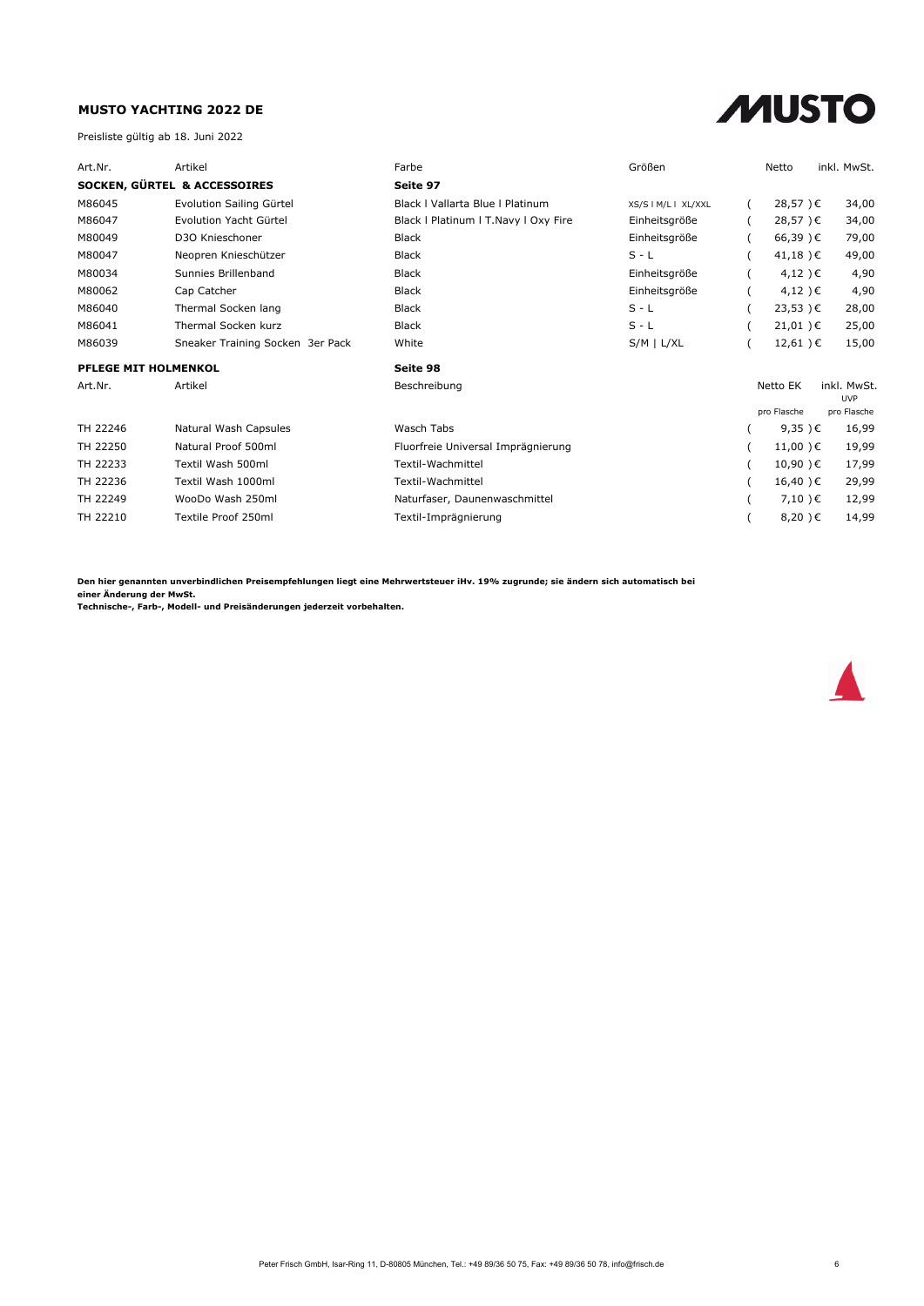**MUSTO YACHTING 2022 DE**

Preisliste gültig ab 18. Juni 2022

| Art.Nr. | Artikel | Farbe | Größen | Netto | inkl. MwSt. |
|---|---|---|---|---|---|
| **SOCKEN, GÜRTEL & ACCESSOIRES** | | **Seite 97** | | | |
| M86045 | Evolution Sailing Gürtel | Black I Vallarta Blue I Platinum | XS/S I M/L I XL/XXL | ( 28,57 ) € | 34,00 |
| M86047 | Evolution Yacht Gürtel | Black I Platinum I T.Navy I Oxy Fire | Einheitsgröße | ( 28,57 ) € | 34,00 |
| M80049 | D3O Knieschoner | Black | Einheitsgröße | ( 66,39 ) € | 79,00 |
| M80047 | Neopren Knieschützer | Black | S - L | ( 41,18 ) € | 49,00 |
| M80034 | Sunnies Brillenband | Black | Einheitsgröße | ( 4,12 ) € | 4,90 |
| M80062 | Cap Catcher | Black | Einheitsgröße | ( 4,12 ) € | 4,90 |
| M86040 | Thermal Socken lang | Black | S - L | ( 23,53 ) € | 28,00 |
| M86041 | Thermal Socken kurz | Black | S - L | ( 21,01 ) € | 25,00 |
| M86039 | Sneaker Training Socken 3er Pack | White | S/M \| L/XL | ( 12,61 ) € | 15,00 |

| Art.Nr. | Artikel | Beschreibung | Netto EK pro Flasche | inkl. MwSt. UVP pro Flasche |
|---|---|---|---|---|
| **PFLEGE MIT HOLMENKOL** | | **Seite 98** | | |
| TH 22246 | Natural Wash Capsules | Wasch Tabs | ( 9,35 ) € | 16,99 |
| TH 22250 | Natural Proof 500ml | Fluorfreie Universal Imprägnierung | ( 11,00 ) € | 19,99 |
| TH 22233 | Textil Wash 500ml | Textil-Wachmittel | ( 10,90 ) € | 17,99 |
| TH 22236 | Textil Wash 1000ml | Textil-Wachmittel | ( 16,40 ) € | 29,99 |
| TH 22249 | WooDo Wash 250ml | Naturfaser, Daunenwaschmittel | ( 7,10 ) € | 12,99 |
| TH 22210 | Textile Proof 250ml | Textil-Imprägnierung | ( 8,20 ) € | 14,99 |

**Den hier genannten unverbindlichen Preisempfehlungen liegt eine Mehrwertsteuer iHv. 19% zugrunde; sie ändern sich automatisch bei einer Änderung der MwSt.**
**Technische-, Farb-, Modell- und Preisänderungen jederzeit vorbehalten.**

Peter Frisch GmbH, Isar-Ring 11, D-80805 München, Tel.: +49 89/36 50 75, Fax: +49 89/36 50 78, info@frisch.de